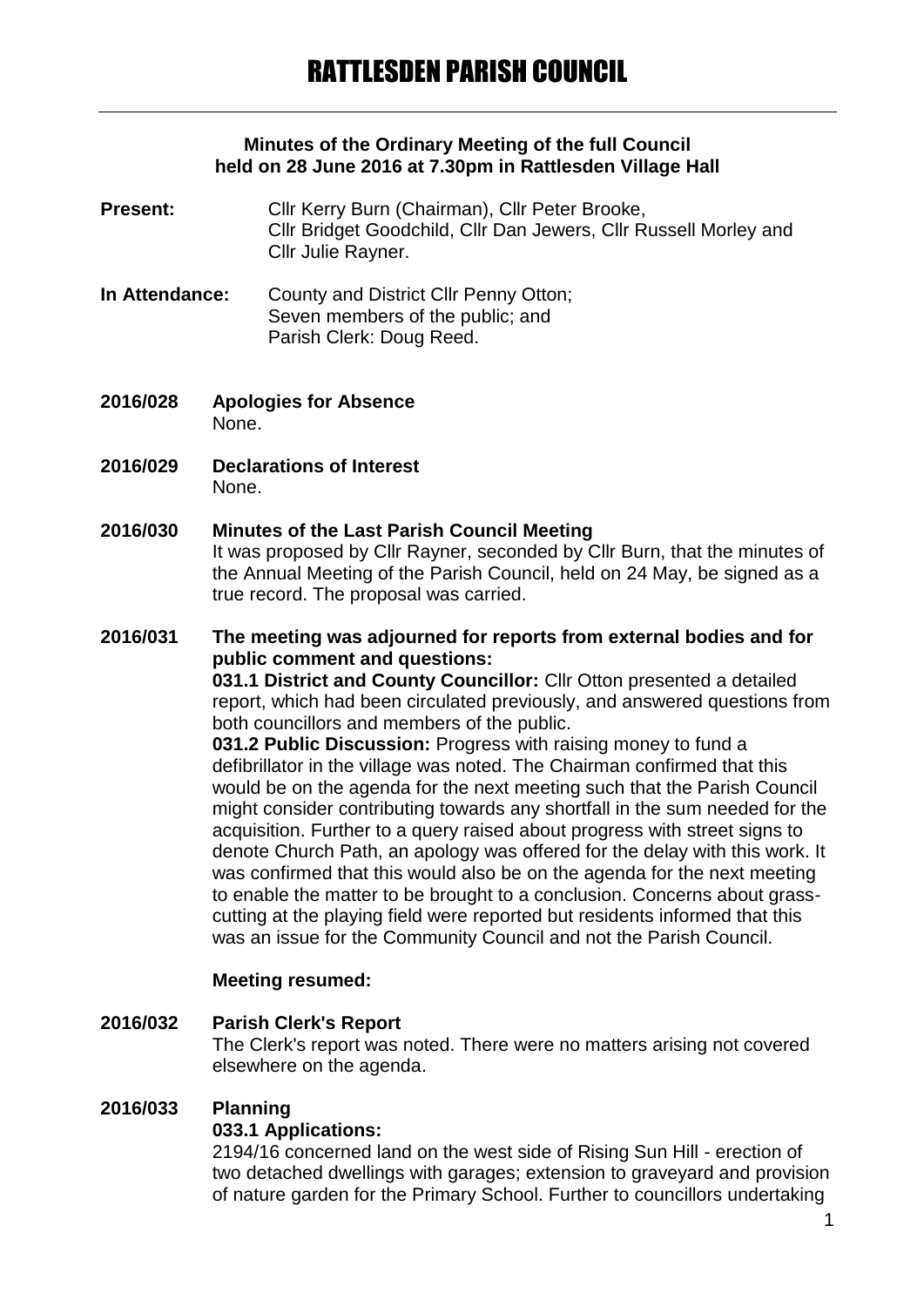# RATTLESDEN PARISH COUNCIL

**Minutes of the Ordinary Meeting of the full Council held on 28 June 2016 at 7.30pm in Rattlesden Village Hall**

**Present:** Cllr Kerry Burn (Chairman), Cllr Peter Brooke, Cllr Bridget Goodchild, Cllr Dan Jewers, Cllr Russell Morley and Cllr Julie Rayner.

**In Attendance:** County and District Cllr Penny Otton; Seven members of the public; and Parish Clerk: Doug Reed.

**2016/028 Apologies for Absence**
None.

**2016/029 Declarations of Interest**
None.

**2016/030 Minutes of the Last Parish Council Meeting**
It was proposed by Cllr Rayner, seconded by Cllr Burn, that the minutes of the Annual Meeting of the Parish Council, held on 24 May, be signed as a true record. The proposal was carried.

**2016/031 The meeting was adjourned for reports from external bodies and for public comment and questions:**

**031.1 District and County Councillor:** Cllr Otton presented a detailed report, which had been circulated previously, and answered questions from both councillors and members of the public.

**031.2 Public Discussion:** Progress with raising money to fund a defibrillator in the village was noted. The Chairman confirmed that this would be on the agenda for the next meeting such that the Parish Council might consider contributing towards any shortfall in the sum needed for the acquisition. Further to a query raised about progress with street signs to denote Church Path, an apology was offered for the delay with this work. It was confirmed that this would also be on the agenda for the next meeting to enable the matter to be brought to a conclusion. Concerns about grass-cutting at the playing field were reported but residents informed that this was an issue for the Community Council and not the Parish Council.

**Meeting resumed:**

**2016/032 Parish Clerk's Report**
The Clerk's report was noted. There were no matters arising not covered elsewhere on the agenda.

**2016/033 Planning**

**033.1 Applications:**

2194/16 concerned land on the west side of Rising Sun Hill - erection of two detached dwellings with garages; extension to graveyard and provision of nature garden for the Primary School. Further to councillors undertaking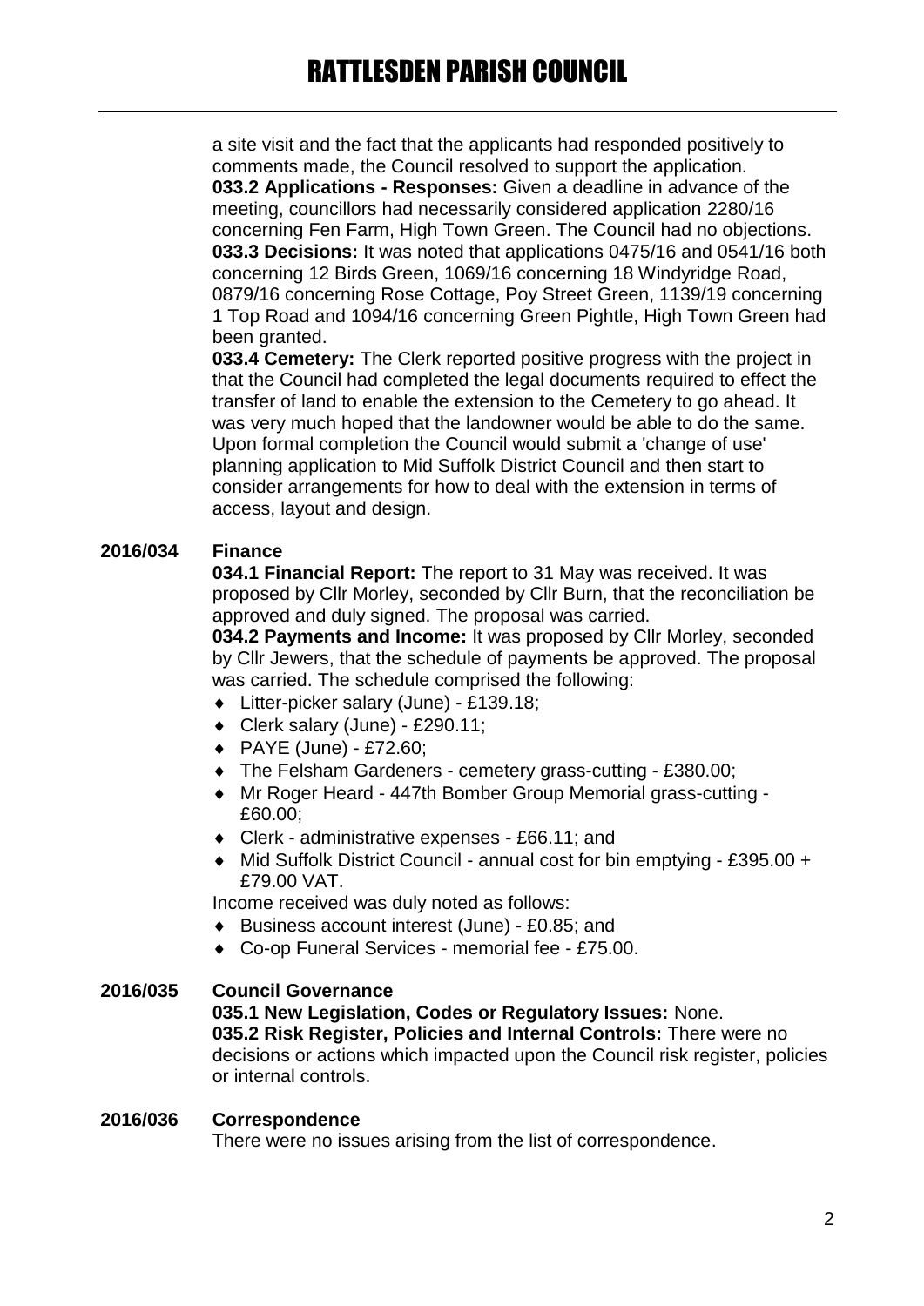a site visit and the fact that the applicants had responded positively to comments made, the Council resolved to support the application.

**033.2 Applications - Responses:** Given a deadline in advance of the meeting, councillors had necessarily considered application 2280/16 concerning Fen Farm, High Town Green. The Council had no objections.

**033.3 Decisions:** It was noted that applications 0475/16 and 0541/16 both concerning 12 Birds Green, 1069/16 concerning 18 Windyridge Road, 0879/16 concerning Rose Cottage, Poy Street Green, 1139/19 concerning 1 Top Road and 1094/16 concerning Green Pightle, High Town Green had been granted.

**033.4 Cemetery:** The Clerk reported positive progress with the project in that the Council had completed the legal documents required to effect the transfer of land to enable the extension to the Cemetery to go ahead. It was very much hoped that the landowner would be able to do the same. Upon formal completion the Council would submit a 'change of use' planning application to Mid Suffolk District Council and then start to consider arrangements for how to deal with the extension in terms of access, layout and design.

**2016/034 Finance**

**034.1 Financial Report:** The report to 31 May was received. It was proposed by Cllr Morley, seconded by Cllr Burn, that the reconciliation be approved and duly signed. The proposal was carried.

**034.2 Payments and Income:** It was proposed by Cllr Morley, seconded by Cllr Jewers, that the schedule of payments be approved. The proposal was carried. The schedule comprised the following:

- Litter-picker salary (June) - £139.18;
- Clerk salary (June) - £290.11;
- PAYE (June) - £72.60;
- The Felsham Gardeners - cemetery grass-cutting - £380.00;
- Mr Roger Heard - 447th Bomber Group Memorial grass-cutting - £60.00;
- Clerk - administrative expenses - £66.11; and
- Mid Suffolk District Council - annual cost for bin emptying - £395.00 + £79.00 VAT.

Income received was duly noted as follows:

- Business account interest (June) - £0.85; and
- Co-op Funeral Services - memorial fee - £75.00.

**2016/035 Council Governance**

**035.1 New Legislation, Codes or Regulatory Issues:** None.

**035.2 Risk Register, Policies and Internal Controls:** There were no decisions or actions which impacted upon the Council risk register, policies or internal controls.

**2016/036 Correspondence**

There were no issues arising from the list of correspondence.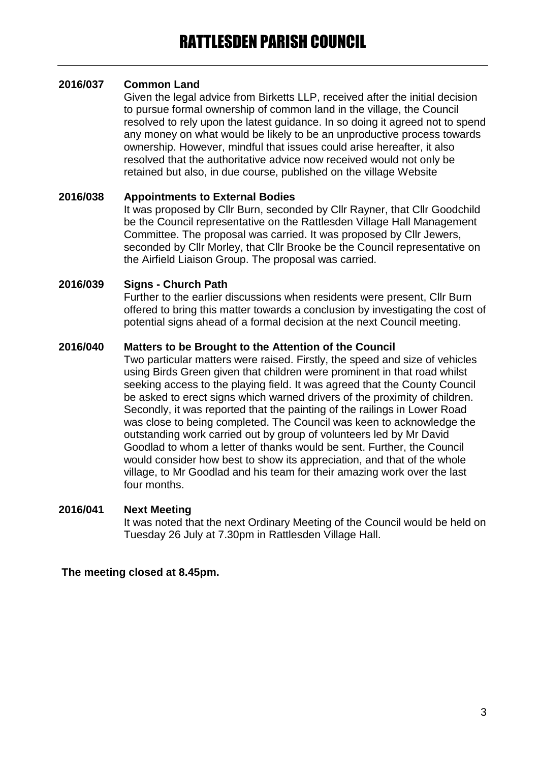**2016/037 Common Land**

Given the legal advice from Birketts LLP, received after the initial decision to pursue formal ownership of common land in the village, the Council resolved to rely upon the latest guidance. In so doing it agreed not to spend any money on what would be likely to be an unproductive process towards ownership. However, mindful that issues could arise hereafter, it also resolved that the authoritative advice now received would not only be retained but also, in due course, published on the village Website

**2016/038 Appointments to External Bodies**

It was proposed by Cllr Burn, seconded by Cllr Rayner, that Cllr Goodchild be the Council representative on the Rattlesden Village Hall Management Committee. The proposal was carried. It was proposed by Cllr Jewers, seconded by Cllr Morley, that Cllr Brooke be the Council representative on the Airfield Liaison Group. The proposal was carried.

**2016/039 Signs - Church Path**

Further to the earlier discussions when residents were present, Cllr Burn offered to bring this matter towards a conclusion by investigating the cost of potential signs ahead of a formal decision at the next Council meeting.

**2016/040 Matters to be Brought to the Attention of the Council**

Two particular matters were raised. Firstly, the speed and size of vehicles using Birds Green given that children were prominent in that road whilst seeking access to the playing field. It was agreed that the County Council be asked to erect signs which warned drivers of the proximity of children. Secondly, it was reported that the painting of the railings in Lower Road was close to being completed. The Council was keen to acknowledge the outstanding work carried out by group of volunteers led by Mr David Goodlad to whom a letter of thanks would be sent. Further, the Council would consider how best to show its appreciation, and that of the whole village, to Mr Goodlad and his team for their amazing work over the last four months.

**2016/041 Next Meeting**

It was noted that the next Ordinary Meeting of the Council would be held on Tuesday 26 July at 7.30pm in Rattlesden Village Hall.

**The meeting closed at 8.45pm.**